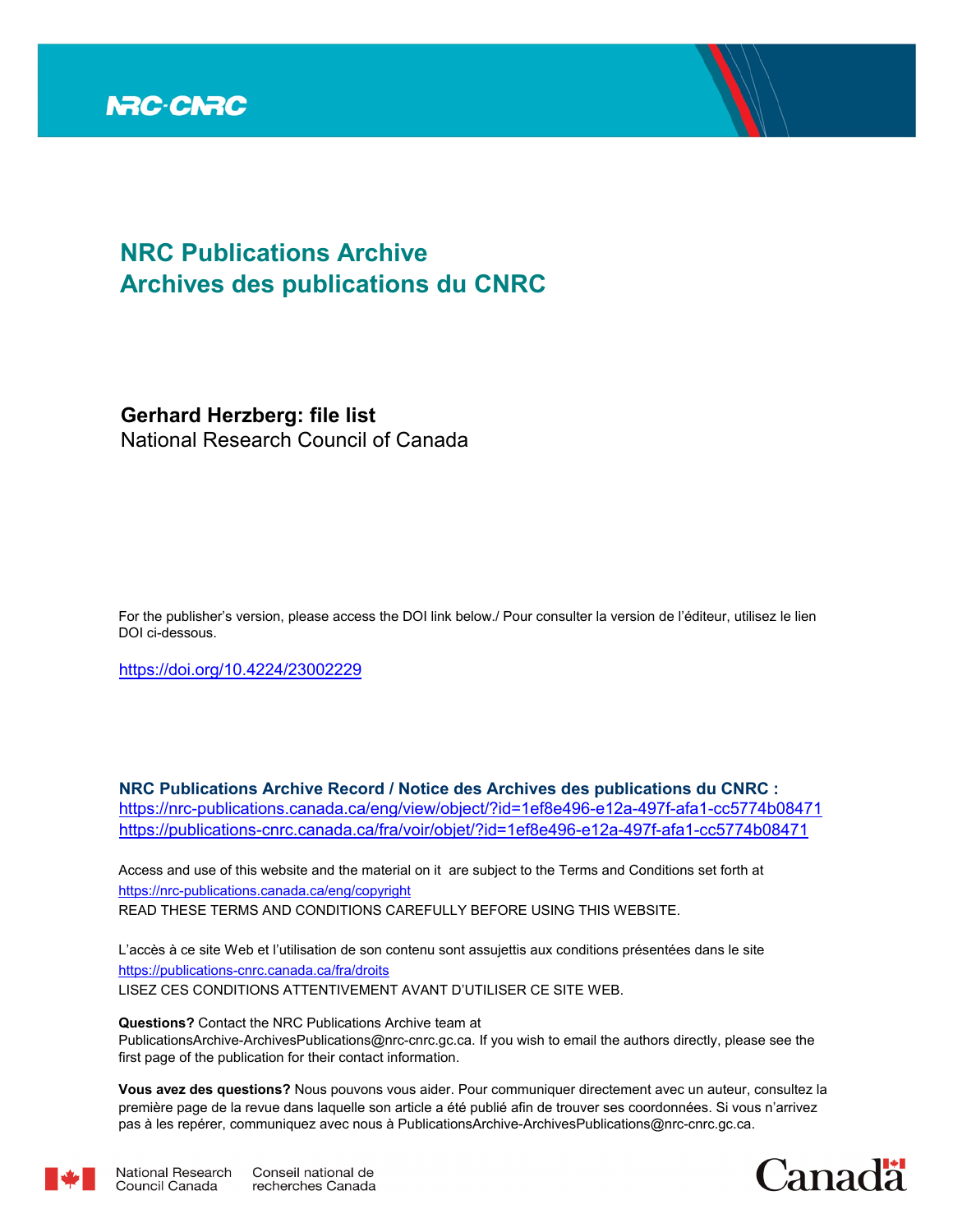NRC-CNRC

# NRC Publications Archive
# Archives des publications du CNRC

**Gerhard Herzberg: file list**
National Research Council of Canada

For the publisher's version, please access the DOI link below./ Pour consulter la version de l'éditeur, utilisez le lien DOI ci-dessous.

https://doi.org/10.4224/23002229

**NRC Publications Archive Record / Notice des Archives des publications du CNRC :**
https://nrc-publications.canada.ca/eng/view/object/?id=1ef8e496-e12a-497f-afa1-cc5774b08471
https://publications-cnrc.canada.ca/fra/voir/objet/?id=1ef8e496-e12a-497f-afa1-cc5774b08471

Access and use of this website and the material on it are subject to the Terms and Conditions set forth at
https://nrc-publications.canada.ca/eng/copyright
READ THESE TERMS AND CONDITIONS CAREFULLY BEFORE USING THIS WEBSITE.

L'accès à ce site Web et l'utilisation de son contenu sont assujettis aux conditions présentées dans le site
https://publications-cnrc.canada.ca/fra/droits
LISEZ CES CONDITIONS ATTENTIVEMENT AVANT D'UTILISER CE SITE WEB.

**Questions?** Contact the NRC Publications Archive team at
PublicationsArchive-ArchivesPublications@nrc-cnrc.gc.ca. If you wish to email the authors directly, please see the first page of the publication for their contact information.

**Vous avez des questions?** Nous pouvons vous aider. Pour communiquer directement avec un auteur, consultez la première page de la revue dans laquelle son article a été publié afin de trouver ses coordonnées. Si vous n'arrivez pas à les repérer, communiquez avec nous à PublicationsArchive-ArchivesPublications@nrc-cnrc.gc.ca.

National Research Council Canada | Conseil national de recherches Canada

Canada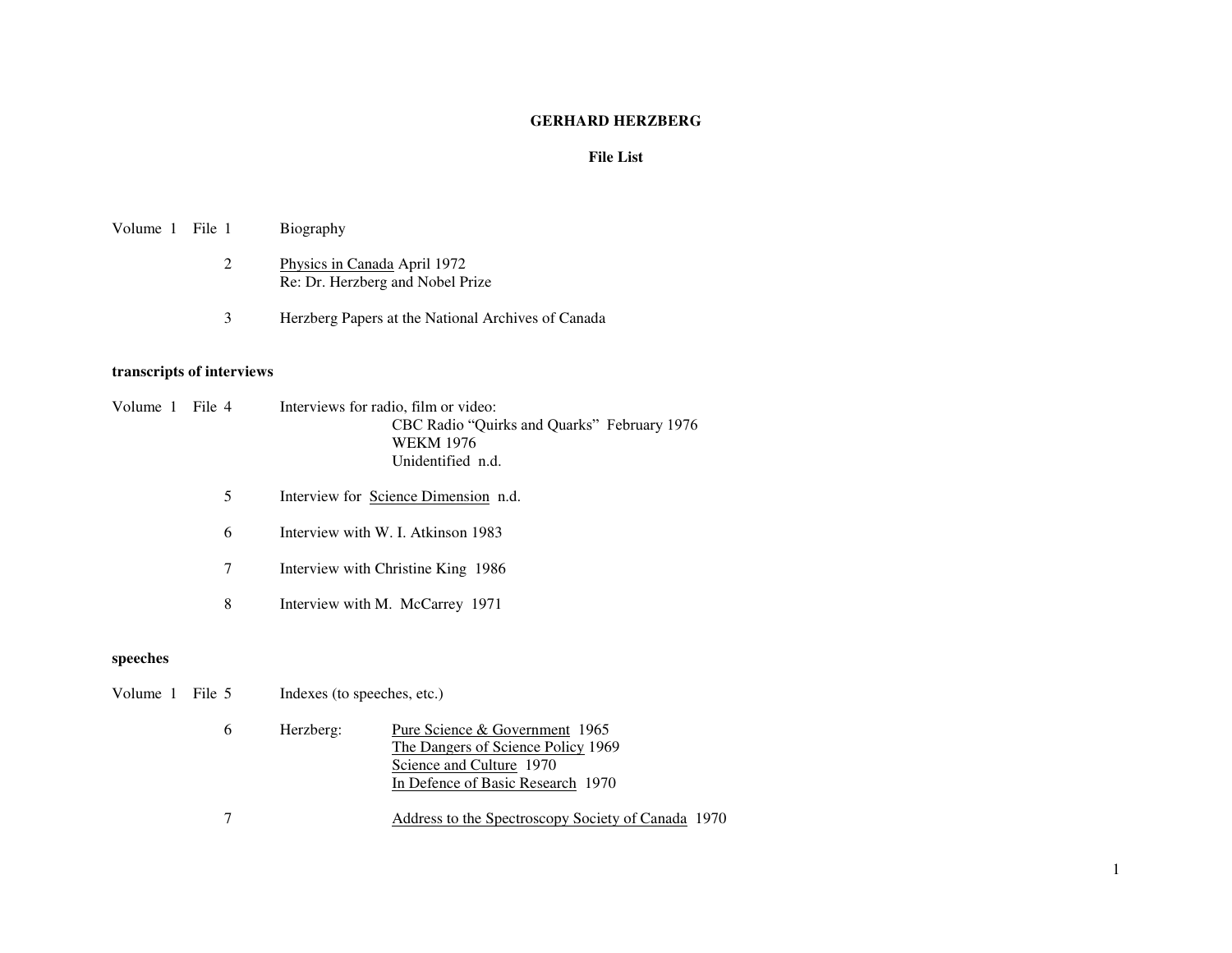# GERHARD HERZBERG

## File List

| Volume | File | Description |
|---|---|---|
| Volume 1 | File 1 | Biography |
| | 2 | Physics in Canada April 1972<br>Re: Dr. Herzberg and Nobel Prize |
| | 3 | Herzberg Papers at the National Archives of Canada |

**transcripts of interviews**

| Volume | File | Description |
|---|---|---|
| Volume 1 | File 4 | Interviews for radio, film or video:<br>CBC Radio "Quirks and Quarks" February 1976<br>WEKM 1976<br>Unidentified n.d. |
| | 5 | Interview for Science Dimension n.d. |
| | 6 | Interview with W. I. Atkinson 1983 |
| | 7 | Interview with Christine King 1986 |
| | 8 | Interview with M. McCarrey 1971 |

**speeches**

| Volume | File | Description |
|---|---|---|
| Volume 1 | File 5 | Indexes (to speeches, etc.) |
| | 6 | Herzberg: Pure Science & Government 1965<br>The Dangers of Science Policy 1969<br>Science and Culture 1970<br>In Defence of Basic Research 1970 |
| | 7 | Address to the Spectroscopy Society of Canada 1970 |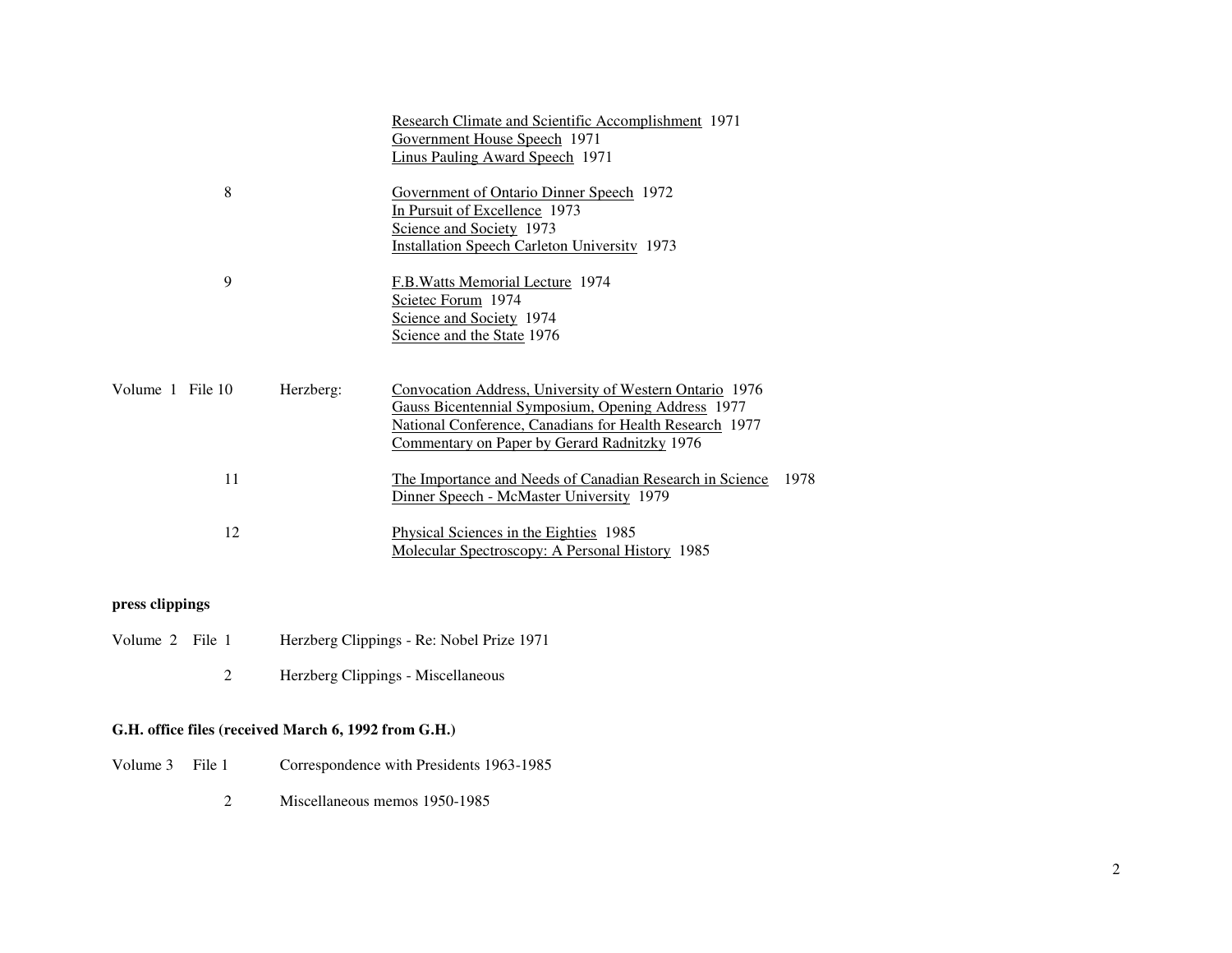| | | |
|---|---|---|
| | | Research Climate and Scientific Accomplishment 1971 |
| | | Government House Speech 1971 |
| | | Linus Pauling Award Speech 1971 |
| 8 | | Government of Ontario Dinner Speech 1972 |
| | | In Pursuit of Excellence 1973 |
| | | Science and Society 1973 |
| | | Installation Speech Carleton University 1973 |
| 9 | | F.B.Watts Memorial Lecture 1974 |
| | | Scietec Forum 1974 |
| | | Science and Society 1974 |
| | | Science and the State 1976 |
| Volume 1 File 10 | Herzberg: | Convocation Address, University of Western Ontario 1976 |
| | | Gauss Bicentennial Symposium, Opening Address 1977 |
| | | National Conference, Canadians for Health Research 1977 |
| | | Commentary on Paper by Gerard Radnitzky 1976 |
| 11 | | The Importance and Needs of Canadian Research in Science 1978 |
| | | Dinner Speech - McMaster University 1979 |
| 12 | | Physical Sciences in the Eighties 1985 |
| | | Molecular Spectroscopy: A Personal History 1985 |

**press clippings**

| | |
|---|---|
| Volume 2 File 1 | Herzberg Clippings - Re: Nobel Prize 1971 |
| 2 | Herzberg Clippings - Miscellaneous |

**G.H. office files (received March 6, 1992 from G.H.)**

| | |
|---|---|
| Volume 3 File 1 | Correspondence with Presidents 1963-1985 |
| 2 | Miscellaneous memos 1950-1985 |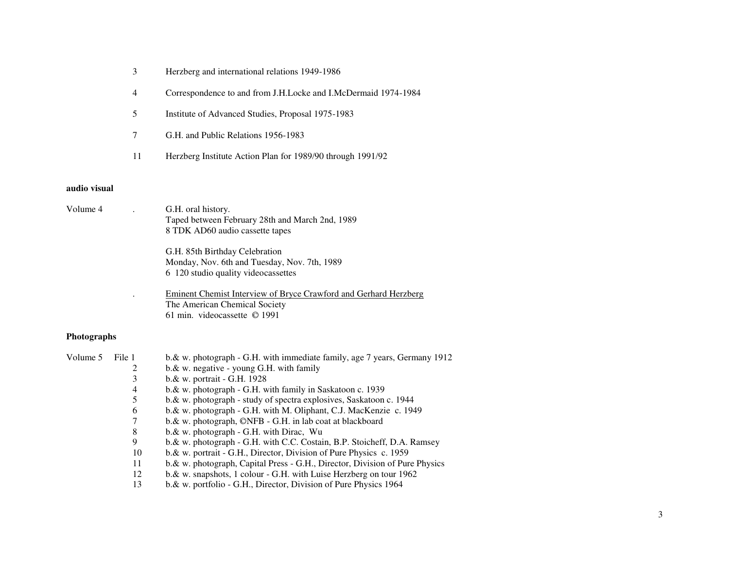3 Herzberg and international relations 1949-1986

4 Correspondence to and from J.H.Locke and I.McDermaid 1974-1984

5 Institute of Advanced Studies, Proposal 1975-1983

7 G.H. and Public Relations 1956-1983

11 Herzberg Institute Action Plan for 1989/90 through 1991/92

**audio visual**

Volume 4 . G.H. oral history.
Taped between February 28th and March 2nd, 1989
8 TDK AD60 audio cassette tapes

G.H. 85th Birthday Celebration
Monday, Nov. 6th and Tuesday, Nov. 7th, 1989
6 120 studio quality videocassettes

. Eminent Chemist Interview of Bryce Crawford and Gerhard Herzberg
The American Chemical Society
61 min. videocassette © 1991

**Photographs**

Volume 5 File 1 b.& w. photograph - G.H. with immediate family, age 7 years, Germany 1912
2 b.& w. negative - young G.H. with family
3 b.& w. portrait - G.H. 1928
4 b.& w. photograph - G.H. with family in Saskatoon c. 1939
5 b.& w. photograph - study of spectra explosives, Saskatoon c. 1944
6 b.& w. photograph - G.H. with M. Oliphant, C.J. MacKenzie c. 1949
7 b.& w. photograph, ©NFB - G.H. in lab coat at blackboard
8 b.& w. photograph - G.H. with Dirac, Wu
9 b.& w. photograph - G.H. with C.C. Costain, B.P. Stoicheff, D.A. Ramsey
10 b.& w. portrait - G.H., Director, Division of Pure Physics c. 1959
11 b.& w. photograph, Capital Press - G.H., Director, Division of Pure Physics
12 b.& w. snapshots, 1 colour - G.H. with Luise Herzberg on tour 1962
13 b.& w. portfolio - G.H., Director, Division of Pure Physics 1964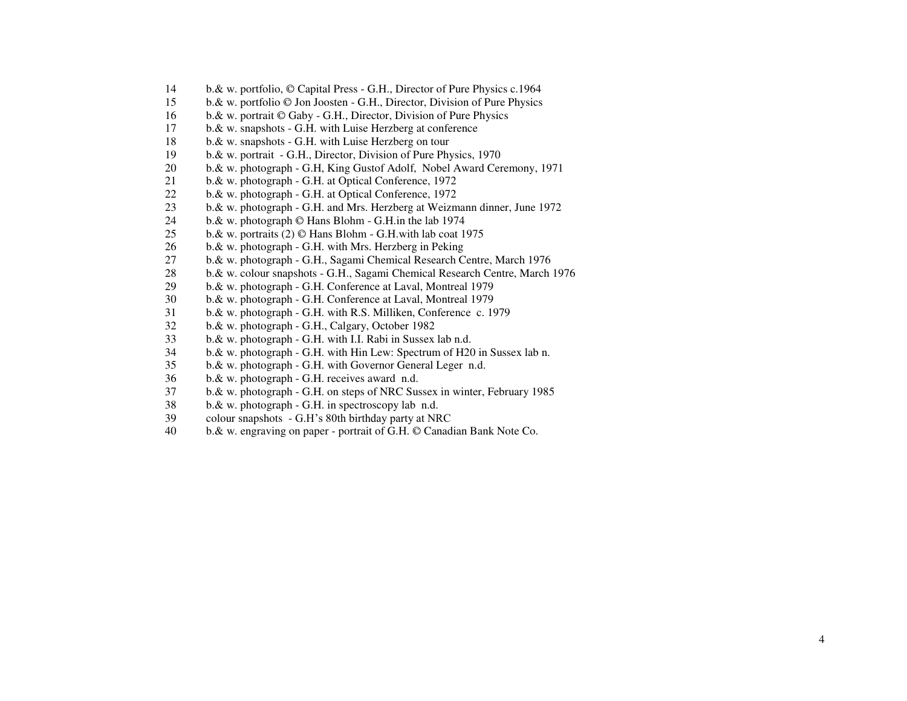14 b.& w. portfolio, © Capital Press - G.H., Director of Pure Physics c.1964
15 b.& w. portfolio © Jon Joosten - G.H., Director, Division of Pure Physics
16 b.& w. portrait © Gaby - G.H., Director, Division of Pure Physics
17 b.& w. snapshots - G.H. with Luise Herzberg at conference
18 b.& w. snapshots - G.H. with Luise Herzberg on tour
19 b.& w. portrait - G.H., Director, Division of Pure Physics, 1970
20 b.& w. photograph - G.H, King Gustof Adolf, Nobel Award Ceremony, 1971
21 b.& w. photograph - G.H. at Optical Conference, 1972
22 b.& w. photograph - G.H. at Optical Conference, 1972
23 b.& w. photograph - G.H. and Mrs. Herzberg at Weizmann dinner, June 1972
24 b.& w. photograph © Hans Blohm - G.H.in the lab 1974
25 b.& w. portraits (2) © Hans Blohm - G.H.with lab coat 1975
26 b.& w. photograph - G.H. with Mrs. Herzberg in Peking
27 b.& w. photograph - G.H., Sagami Chemical Research Centre, March 1976
28 b.& w. colour snapshots - G.H., Sagami Chemical Research Centre, March 1976
29 b.& w. photograph - G.H. Conference at Laval, Montreal 1979
30 b.& w. photograph - G.H. Conference at Laval, Montreal 1979
31 b.& w. photograph - G.H. with R.S. Milliken, Conference c. 1979
32 b.& w. photograph - G.H., Calgary, October 1982
33 b.& w. photograph - G.H. with I.I. Rabi in Sussex lab n.d.
34 b.& w. photograph - G.H. with Hin Lew: Spectrum of H20 in Sussex lab n.
35 b.& w. photograph - G.H. with Governor General Leger n.d.
36 b.& w. photograph - G.H. receives award n.d.
37 b.& w. photograph - G.H. on steps of NRC Sussex in winter, February 1985
38 b.& w. photograph - G.H. in spectroscopy lab n.d.
39 colour snapshots - G.H's 80th birthday party at NRC
40 b.& w. engraving on paper - portrait of G.H. © Canadian Bank Note Co.